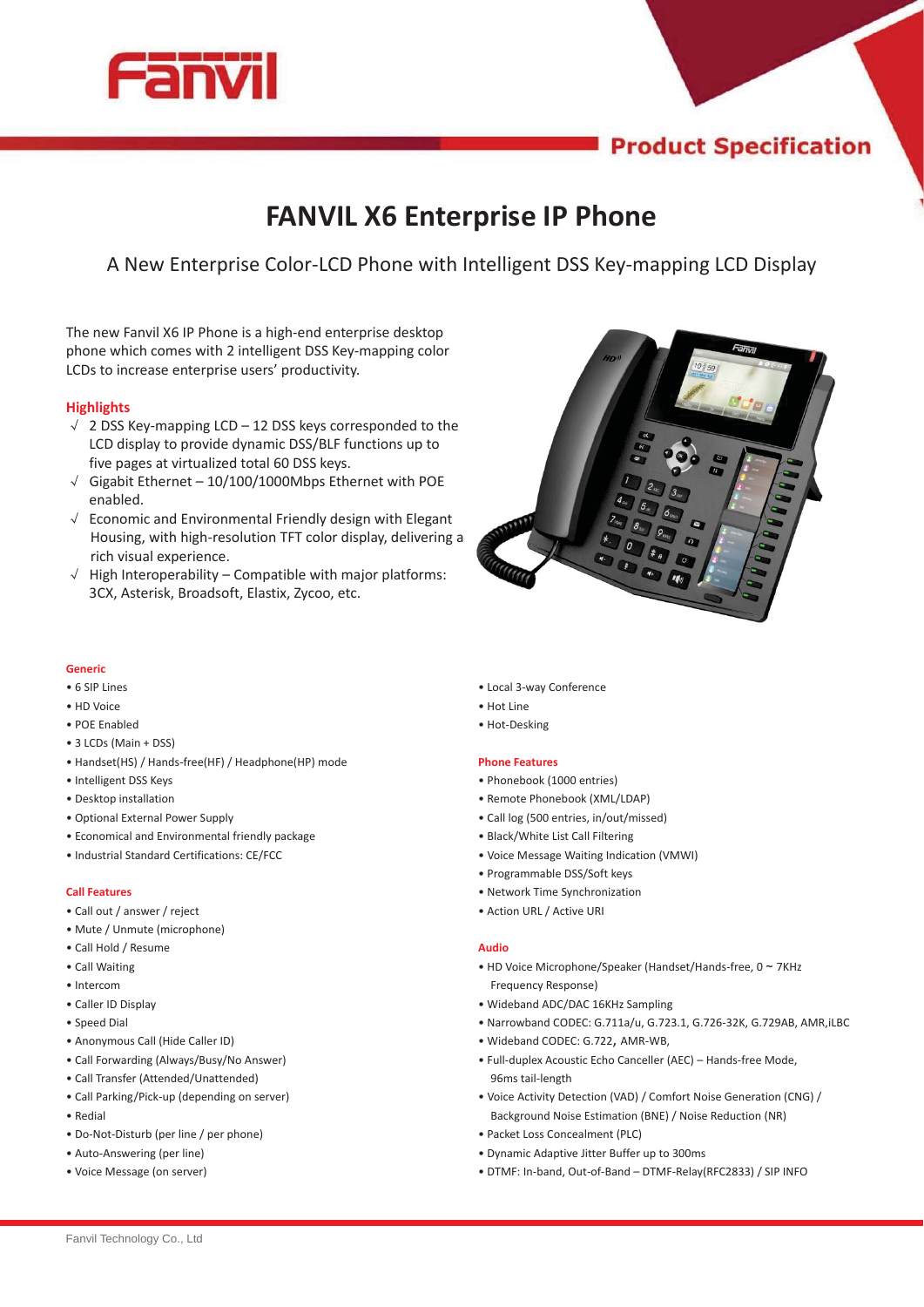Product Specification

# FANVIL X6 Enterprise IP Phone

A New Enterprise Color-LCD Phone with Intelligent DSS Key-mapping LCD Display

The new Fanvil X6 IP Phone is a high-end enterprise desktop phone which comes with 2 intelligent DSS Key-mapping color LCDs to increase enterprise users' productivity.

## Highlights

√ 2 DSS Key-mapping LCD – 12 DSS keys corresponded to the LCD display to provide dynamic DSS/BLF functions up to five pages at virtualized total 60 DSS keys.

√ Gigabit Ethernet – 10/100/1000Mbps Ethernet with POE enabled.

√ Economic and Environmental Friendly design with Elegant Housing, with high-resolution TFT color display, delivering a rich visual experience.

√ High Interoperability – Compatible with major platforms: 3CX, Asterisk, Broadsoft, Elastix, Zycoo, etc.

### Generic

- 6 SIP Lines
- HD Voice
- POE Enabled
- 3 LCDs (Main + DSS)
- Handset(HS) / Hands-free(HF) / Headphone(HP) mode
- Intelligent DSS Keys
- Desktop installation
- Optional External Power Supply
- Economical and Environmental friendly package
- Industrial Standard Certifications: CE/FCC

### Call Features

- Call out / answer / reject
- Mute / Unmute (microphone)
- Call Hold / Resume
- Call Waiting
- Intercom
- Caller ID Display
- Speed Dial
- Anonymous Call (Hide Caller ID)
- Call Forwarding (Always/Busy/No Answer)
- Call Transfer (Attended/Unattended)
- Call Parking/Pick-up (depending on server)
- Redial
- Do-Not-Disturb (per line / per phone)
- Auto-Answering (per line)
- Voice Message (on server)
- Local 3-way Conference
- Hot Line
- Hot-Desking

### Phone Features

- Phonebook (1000 entries)
- Remote Phonebook (XML/LDAP)
- Call log (500 entries, in/out/missed)
- Black/White List Call Filtering
- Voice Message Waiting Indication (VMWI)
- Programmable DSS/Soft keys
- Network Time Synchronization
- Action URL / Active URI

### Audio

- HD Voice Microphone/Speaker (Handset/Hands-free, 0 ~ 7KHz Frequency Response)
- Wideband ADC/DAC 16KHz Sampling
- Narrowband CODEC: G.711a/u, G.723.1, G.726-32K, G.729AB, AMR,iLBC
- Wideband CODEC: G.722, AMR-WB,
- Full-duplex Acoustic Echo Canceller (AEC) – Hands-free Mode, 96ms tail-length
- Voice Activity Detection (VAD) / Comfort Noise Generation (CNG) / Background Noise Estimation (BNE) / Noise Reduction (NR)
- Packet Loss Concealment (PLC)
- Dynamic Adaptive Jitter Buffer up to 300ms
- DTMF: In-band, Out-of-Band – DTMF-Relay(RFC2833) / SIP INFO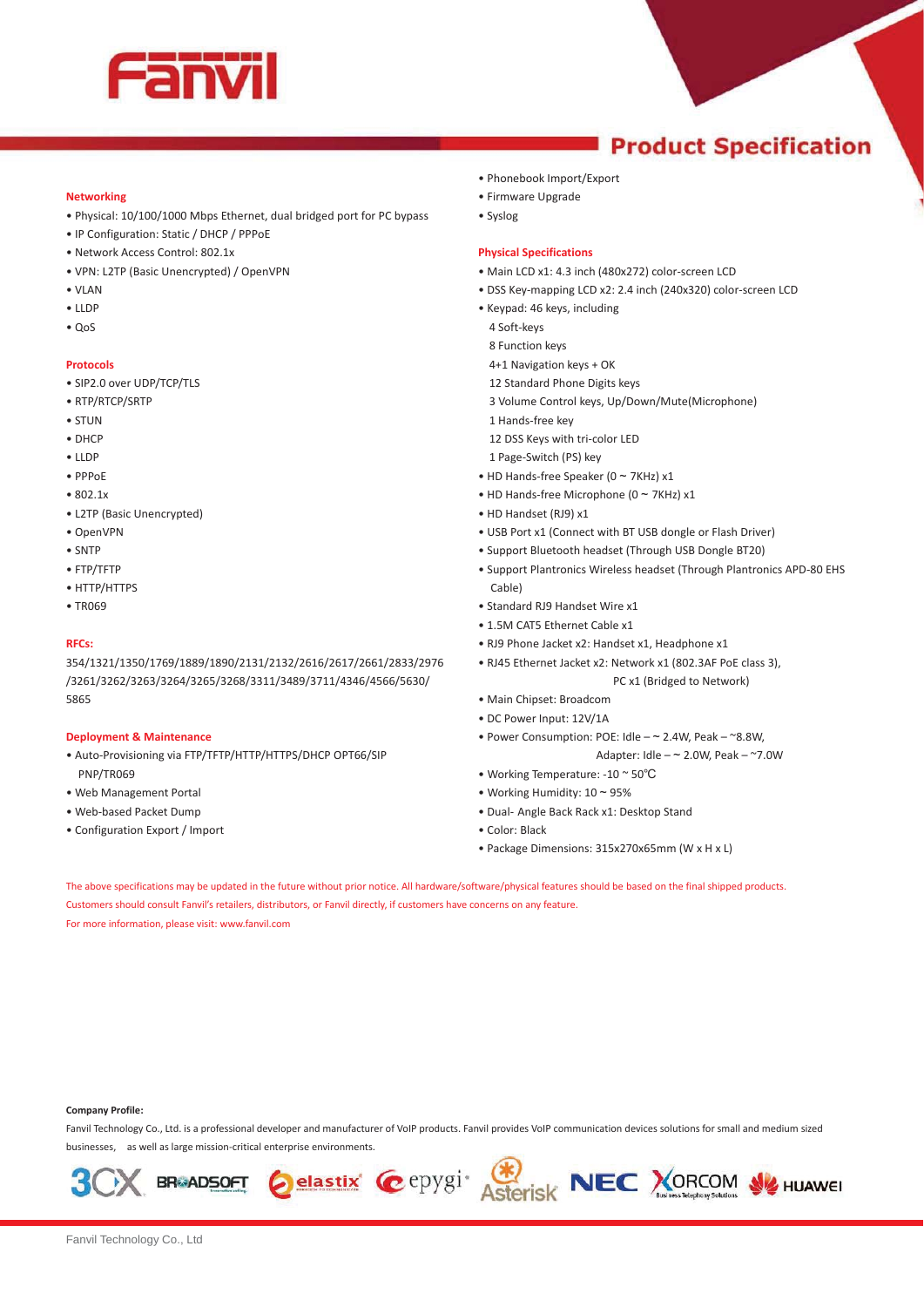Fanvil

# Product Specification

### Networking

- Physical: 10/100/1000 Mbps Ethernet, dual bridged port for PC bypass
- IP Configuration: Static / DHCP / PPPoE
- Network Access Control: 802.1x
- VPN: L2TP (Basic Unencrypted) / OpenVPN
- VLAN
- LLDP
- QoS

### Protocols

- SIP2.0 over UDP/TCP/TLS
- RTP/RTCP/SRTP
- STUN
- DHCP
- LLDP
- PPPoE
- 802.1x
- L2TP (Basic Unencrypted)
- OpenVPN
- SNTP
- FTP/TFTP
- HTTP/HTTPS
- TR069

### RFCs:

354/1321/1350/1769/1889/1890/2131/2132/2616/2617/2661/2833/2976/3261/3262/3263/3264/3265/3268/3311/3489/3711/4346/4566/5630/5865

### Deployment & Maintenance

- Auto-Provisioning via FTP/TFTP/HTTP/HTTPS/DHCP OPT66/SIP PNP/TR069
- Web Management Portal
- Web-based Packet Dump
- Configuration Export / Import
- Phonebook Import/Export
- Firmware Upgrade
- Syslog

### Physical Specifications

- Main LCD x1: 4.3 inch (480x272) color-screen LCD
- DSS Key-mapping LCD x2: 2.4 inch (240x320) color-screen LCD
- Keypad: 46 keys, including
  4 Soft-keys
  8 Function keys
  4+1 Navigation keys + OK
  12 Standard Phone Digits keys
  3 Volume Control keys, Up/Down/Mute(Microphone)
  1 Hands-free key
  12 DSS Keys with tri-color LED
  1 Page-Switch (PS) key
- HD Hands-free Speaker (0 ~ 7KHz) x1
- HD Hands-free Microphone (0 ~ 7KHz) x1
- HD Handset (RJ9) x1
- USB Port x1 (Connect with BT USB dongle or Flash Driver)
- Support Bluetooth headset (Through USB Dongle BT20)
- Support Plantronics Wireless headset (Through Plantronics APD-80 EHS Cable)
- Standard RJ9 Handset Wire x1
- 1.5M CAT5 Ethernet Cable x1
- RJ9 Phone Jacket x2: Handset x1, Headphone x1
- RJ45 Ethernet Jacket x2: Network x1 (802.3AF PoE class 3), PC x1 (Bridged to Network)
- Main Chipset: Broadcom
- DC Power Input: 12V/1A
- Power Consumption: POE: Idle – ~ 2.4W, Peak – ~8.8W, Adapter: Idle – ~ 2.0W, Peak – ~7.0W
- Working Temperature: -10 ~ 50℃
- Working Humidity: 10 ~ 95%
- Dual- Angle Back Rack x1: Desktop Stand
- Color: Black
- Package Dimensions: 315x270x65mm (W x H x L)

The above specifications may be updated in the future without prior notice. All hardware/software/physical features should be based on the final shipped products. Customers should consult Fanvil's retailers, distributors, or Fanvil directly, if customers have concerns on any feature.
For more information, please visit: www.fanvil.com

**Company Profile:**

Fanvil Technology Co., Ltd. is a professional developer and manufacturer of VoIP products. Fanvil provides VoIP communication devices solutions for small and medium sized businesses, as well as large mission-critical enterprise environments.

3CX BROADSOFT elastix epygi Asterisk NEC XORCOM HUAWEI

Fanvil Technology Co., Ltd